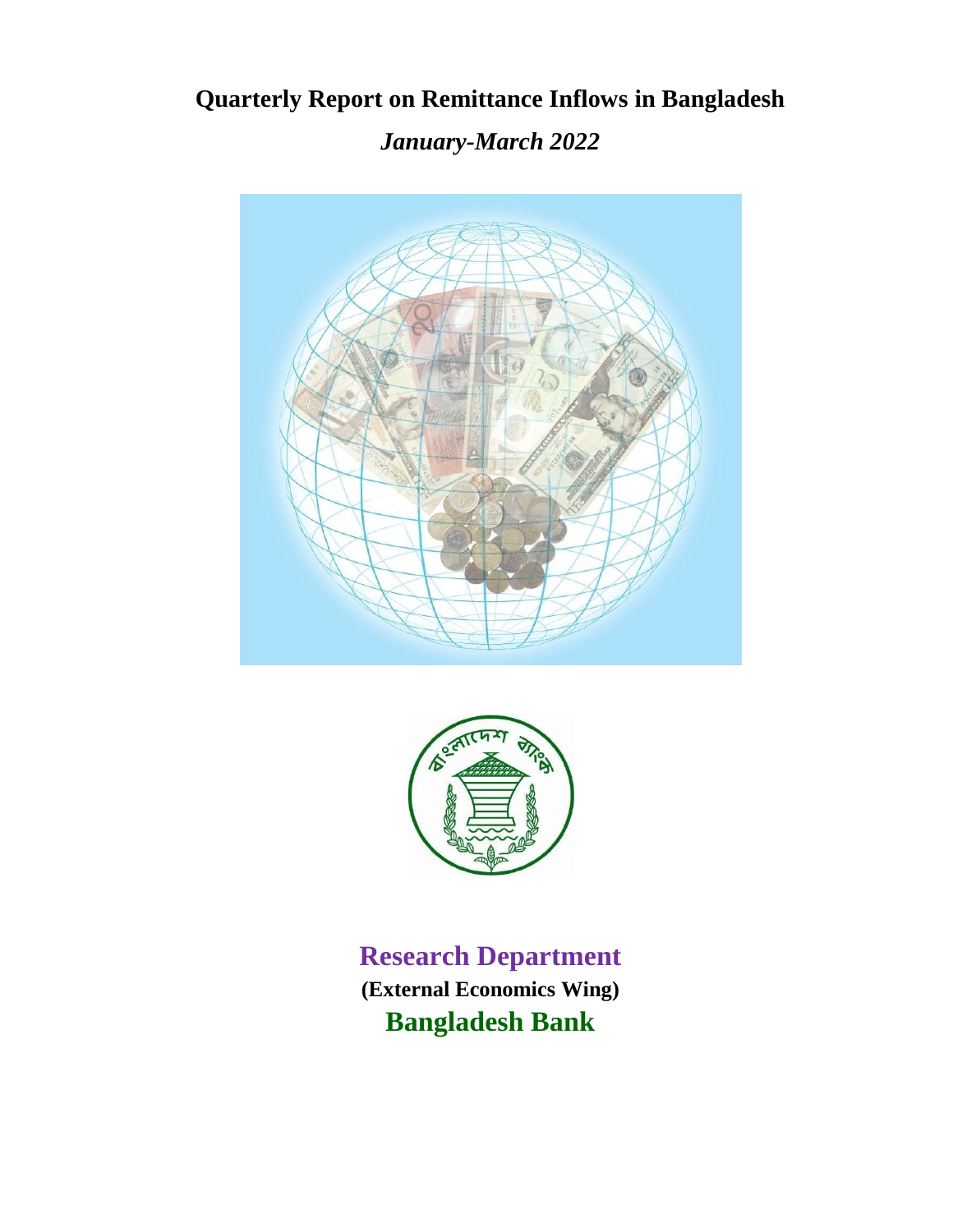# Quarterly Report on Remittance Inflows in Bangladesh

***January-March 2022***

**Research Department**

**(External Economics Wing)**

**Bangladesh Bank**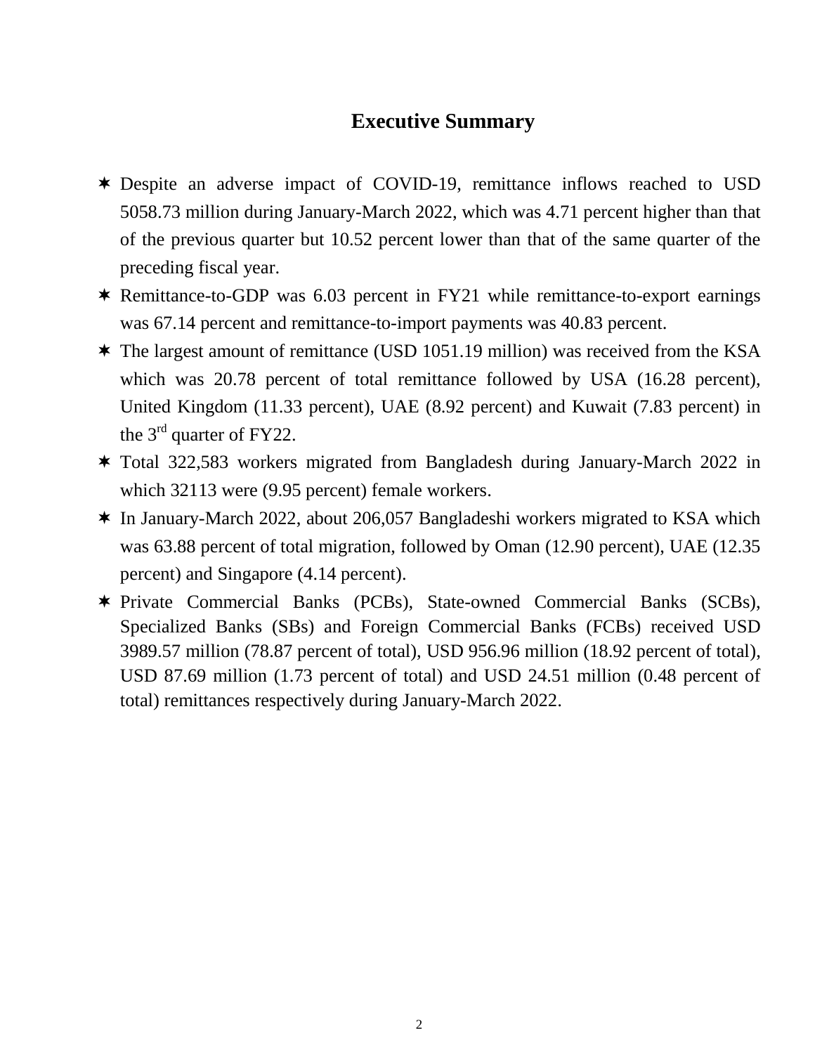## Executive Summary

- Despite an adverse impact of COVID-19, remittance inflows reached to USD 5058.73 million during January-March 2022, which was 4.71 percent higher than that of the previous quarter but 10.52 percent lower than that of the same quarter of the preceding fiscal year.
- Remittance-to-GDP was 6.03 percent in FY21 while remittance-to-export earnings was 67.14 percent and remittance-to-import payments was 40.83 percent.
- The largest amount of remittance (USD 1051.19 million) was received from the KSA which was 20.78 percent of total remittance followed by USA (16.28 percent), United Kingdom (11.33 percent), UAE (8.92 percent) and Kuwait (7.83 percent) in the 3rd quarter of FY22.
- Total 322,583 workers migrated from Bangladesh during January-March 2022 in which 32113 were (9.95 percent) female workers.
- In January-March 2022, about 206,057 Bangladeshi workers migrated to KSA which was 63.88 percent of total migration, followed by Oman (12.90 percent), UAE (12.35 percent) and Singapore (4.14 percent).
- Private Commercial Banks (PCBs), State-owned Commercial Banks (SCBs), Specialized Banks (SBs) and Foreign Commercial Banks (FCBs) received USD 3989.57 million (78.87 percent of total), USD 956.96 million (18.92 percent of total), USD 87.69 million (1.73 percent of total) and USD 24.51 million (0.48 percent of total) remittances respectively during January-March 2022.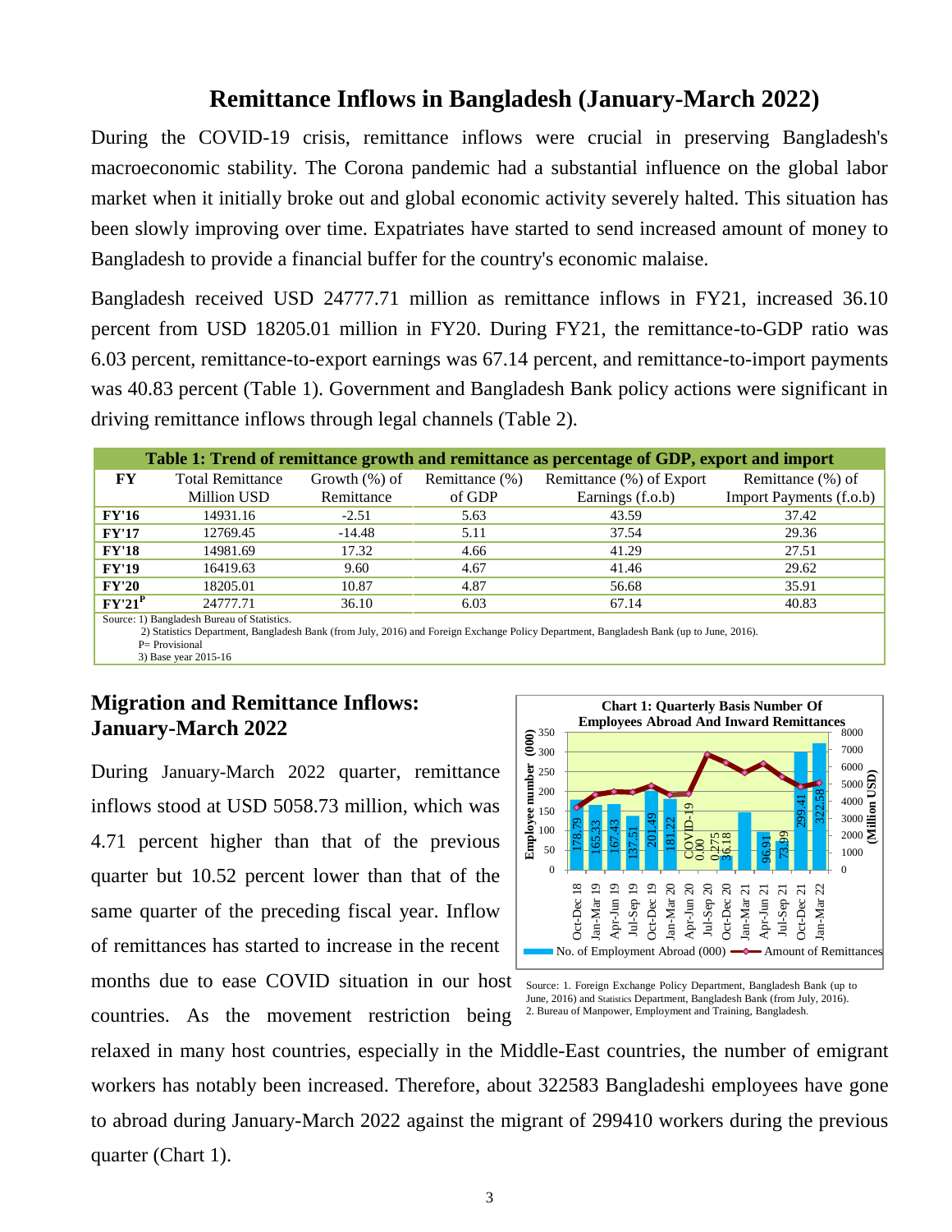# Remittance Inflows in Bangladesh (January-March 2022)

During the COVID-19 crisis, remittance inflows were crucial in preserving Bangladesh's macroeconomic stability. The Corona pandemic had a substantial influence on the global labor market when it initially broke out and global economic activity severely halted. This situation has been slowly improving over time. Expatriates have started to send increased amount of money to Bangladesh to provide a financial buffer for the country's economic malaise.

Bangladesh received USD 24777.71 million as remittance inflows in FY21, increased 36.10 percent from USD 18205.01 million in FY20. During FY21, the remittance-to-GDP ratio was 6.03 percent, remittance-to-export earnings was 67.14 percent, and remittance-to-import payments was 40.83 percent (Table 1). Government and Bangladesh Bank policy actions were significant in driving remittance inflows through legal channels (Table 2).

**Table 1: Trend of remittance growth and remittance as percentage of GDP, export and import**

| FY | Total Remittance Million USD | Growth (%) of Remittance | Remittance (%) of GDP | Remittance (%) of Export Earnings (f.o.b) | Remittance (%) of Import Payments (f.o.b) |
|---|---|---|---|---|---|
| **FY'16** | 14931.16 | -2.51 | 5.63 | 43.59 | 37.42 |
| **FY'17** | 12769.45 | -14.48 | 5.11 | 37.54 | 29.36 |
| **FY'18** | 14981.69 | 17.32 | 4.66 | 41.29 | 27.51 |
| **FY'19** | 16419.63 | 9.60 | 4.67 | 41.46 | 29.62 |
| **FY'20** | 18205.01 | 10.87 | 4.87 | 56.68 | 35.91 |
| **FY'21[P]** | 24777.71 | 36.10 | 6.03 | 67.14 | 40.83 |

Source: 1) Bangladesh Bureau of Statistics.
2) Statistics Department, Bangladesh Bank (from July, 2016) and Foreign Exchange Policy Department, Bangladesh Bank (up to June, 2016).
P= Provisional
3) Base year 2015-16

## Migration and Remittance Inflows: January-March 2022

During January-March 2022 quarter, remittance inflows stood at USD 5058.73 million, which was 4.71 percent higher than that of the previous quarter but 10.52 percent lower than that of the same quarter of the preceding fiscal year. Inflow of remittances has started to increase in the recent months due to ease COVID situation in our host countries. As the movement restriction being relaxed in many host countries, especially in the Middle-East countries, the number of emigrant workers has notably been increased. Therefore, about 322583 Bangladeshi employees have gone to abroad during January-March 2022 against the migrant of 299410 workers during the previous quarter (Chart 1).

**Chart 1: Quarterly Basis Number Of Employees Abroad And Inward Remittances**

| Quarter | No. of Employment Abroad (000) |
|---|---|
| Oct-Dec 18 | 178.79 |
| Jan-Mar 19 | 165.33 |
| Apr-Jun 19 | 167.43 |
| Jul-Sep 19 | 137.51 |
| Oct-Dec 19 | 201.49 |
| Jan-Mar 20 | 181.22 |
| Apr-Jun 20 | COVID-19 0.00 |
| Jul-Sep 20 | 0.275 |
| Oct-Dec 20 | 36.18 |
| Jan-Mar 21 | |
| Apr-Jun 21 | 96.91 |
| Jul-Sep 21 | 73.99 |
| Oct-Dec 21 | 299.41 |
| Jan-Mar 22 | 322.58 |

Source: 1. Foreign Exchange Policy Department, Bangladesh Bank (up to June, 2016) and Statistics Department, Bangladesh Bank (from July, 2016).
2. Bureau of Manpower, Employment and Training, Bangladesh.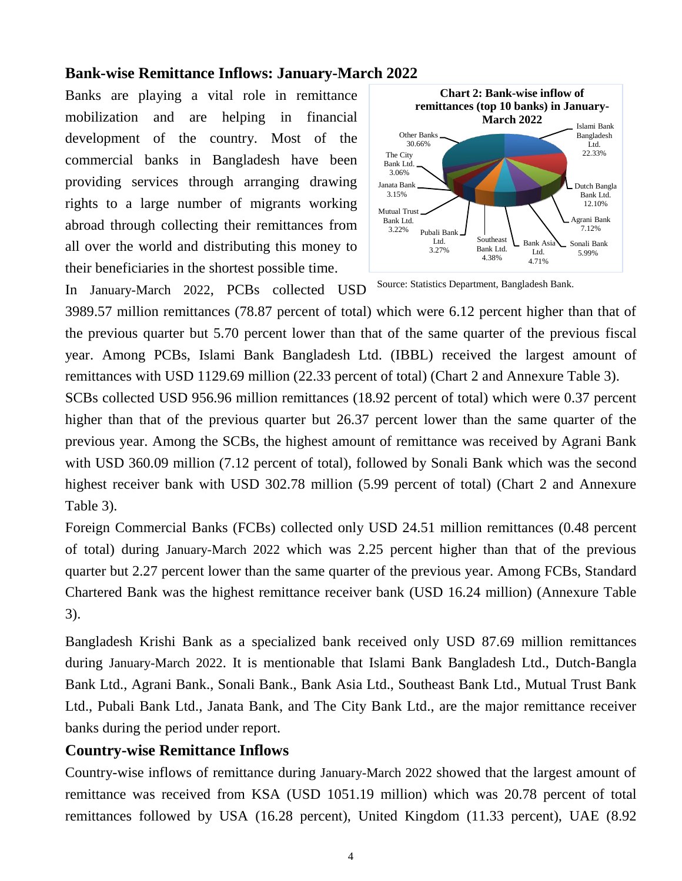## Bank-wise Remittance Inflows: January-March 2022

Banks are playing a vital role in remittance mobilization and are helping in financial development of the country. Most of the commercial banks in Bangladesh have been providing services through arranging drawing rights to a large number of migrants working abroad through collecting their remittances from all over the world and distributing this money to their beneficiaries in the shortest possible time.

**Chart 2: Bank-wise inflow of remittances (top 10 banks) in January-March 2022**

| Bank | Share |
|---|---|
| Islami Bank Bangladesh Ltd. | 22.33% |
| Dutch Bangla Bank Ltd. | 12.10% |
| Agrani Bank | 7.12% |
| Sonali Bank | 5.99% |
| Bank Asia Ltd. | 4.71% |
| Southeast Bank Ltd. | 4.38% |
| Pubali Bank Ltd. | 3.27% |
| Mutual Trust Bank Ltd. | 3.22% |
| Janata Bank | 3.15% |
| The City Bank Ltd. | 3.06% |
| Other Banks | 30.66% |

Source: Statistics Department, Bangladesh Bank.

In January-March 2022, PCBs collected USD 3989.57 million remittances (78.87 percent of total) which were 6.12 percent higher than that of the previous quarter but 5.70 percent lower than that of the same quarter of the previous fiscal year. Among PCBs, Islami Bank Bangladesh Ltd. (IBBL) received the largest amount of remittances with USD 1129.69 million (22.33 percent of total) (Chart 2 and Annexure Table 3).

SCBs collected USD 956.96 million remittances (18.92 percent of total) which were 0.37 percent higher than that of the previous quarter but 26.37 percent lower than the same quarter of the previous year. Among the SCBs, the highest amount of remittance was received by Agrani Bank with USD 360.09 million (7.12 percent of total), followed by Sonali Bank which was the second highest receiver bank with USD 302.78 million (5.99 percent of total) (Chart 2 and Annexure Table 3).

Foreign Commercial Banks (FCBs) collected only USD 24.51 million remittances (0.48 percent of total) during January-March 2022 which was 2.25 percent higher than that of the previous quarter but 2.27 percent lower than the same quarter of the previous year. Among FCBs, Standard Chartered Bank was the highest remittance receiver bank (USD 16.24 million) (Annexure Table 3).

Bangladesh Krishi Bank as a specialized bank received only USD 87.69 million remittances during January-March 2022. It is mentionable that Islami Bank Bangladesh Ltd., Dutch-Bangla Bank Ltd., Agrani Bank., Sonali Bank., Bank Asia Ltd., Southeast Bank Ltd., Mutual Trust Bank Ltd., Pubali Bank Ltd., Janata Bank, and The City Bank Ltd., are the major remittance receiver banks during the period under report.

## Country-wise Remittance Inflows

Country-wise inflows of remittance during January-March 2022 showed that the largest amount of remittance was received from KSA (USD 1051.19 million) which was 20.78 percent of total remittances followed by USA (16.28 percent), United Kingdom (11.33 percent), UAE (8.92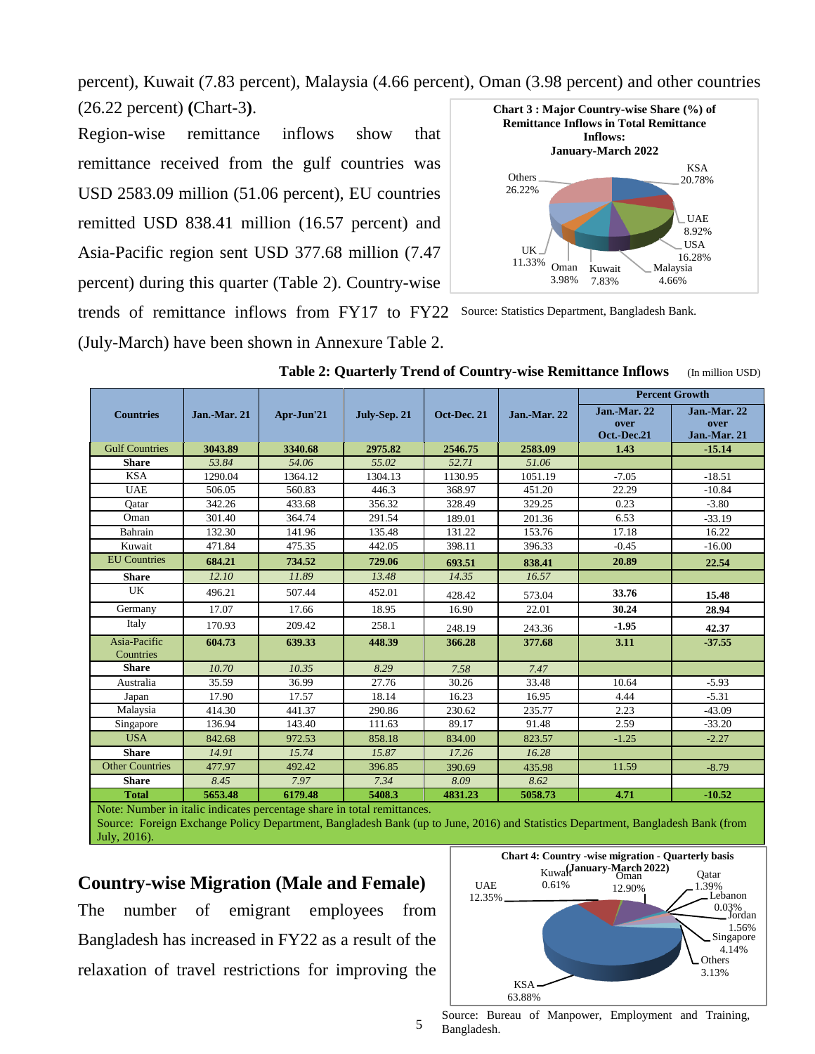percent), Kuwait (7.83 percent), Malaysia (4.66 percent), Oman (3.98 percent) and other countries (26.22 percent) **(**Chart-3**)**.

Region-wise remittance inflows show that remittance received from the gulf countries was USD 2583.09 million (51.06 percent), EU countries remitted USD 838.41 million (16.57 percent) and Asia-Pacific region sent USD 377.68 million (7.47 percent) during this quarter (Table 2). Country-wise trends of remittance inflows from FY17 to FY22 (July-March) have been shown in Annexure Table 2.

**Chart 3 : Major Country-wise Share (%) of Remittance Inflows in Total Remittance Inflows: January-March 2022**

KSA 20.78%, UAE 8.92%, USA 16.28%, Malaysia 4.66%, Kuwait 7.83%, Oman 3.98%, UK 11.33%, Others 26.22%

Source: Statistics Department, Bangladesh Bank.

**Table 2: Quarterly Trend of Country-wise Remittance Inflows** (In million USD)

| Countries | Jan.-Mar. 21 | Apr-Jun'21 | July-Sep. 21 | Oct-Dec. 21 | Jan.-Mar. 22 | Percent Growth | |
|---|---|---|---|---|---|---|---|
| | | | | | | Jan.-Mar. 22 over Oct.-Dec.21 | Jan.-Mar. 22 over Jan.-Mar. 21 |
| Gulf Countries | **3043.89** | **3340.68** | **2975.82** | **2546.75** | **2583.09** | **1.43** | **-15.14** |
| **Share** | *53.84* | *54.06* | *55.02* | *52.71* | *51.06* | | |
| KSA | 1290.04 | 1364.12 | 1304.13 | 1130.95 | 1051.19 | -7.05 | -18.51 |
| UAE | 506.05 | 560.83 | 446.3 | 368.97 | 451.20 | 22.29 | -10.84 |
| Qatar | 342.26 | 433.68 | 356.32 | 328.49 | 329.25 | 0.23 | -3.80 |
| Oman | 301.40 | 364.74 | 291.54 | 189.01 | 201.36 | 6.53 | -33.19 |
| Bahrain | 132.30 | 141.96 | 135.48 | 131.22 | 153.76 | 17.18 | 16.22 |
| Kuwait | 471.84 | 475.35 | 442.05 | 398.11 | 396.33 | -0.45 | -16.00 |
| EU Countries | **684.21** | **734.52** | **729.06** | **693.51** | **838.41** | **20.89** | **22.54** |
| **Share** | *12.10* | *11.89* | *13.48* | *14.35* | *16.57* | | |
| UK | 496.21 | 507.44 | 452.01 | 428.42 | 573.04 | **33.76** | **15.48** |
| Germany | 17.07 | 17.66 | 18.95 | 16.90 | 22.01 | **30.24** | **28.94** |
| Italy | 170.93 | 209.42 | 258.1 | 248.19 | 243.36 | **-1.95** | **42.37** |
| Asia-Pacific Countries | **604.73** | **639.33** | **448.39** | **366.28** | **377.68** | **3.11** | **-37.55** |
| **Share** | *10.70* | *10.35* | *8.29* | *7.58* | *7.47* | | |
| Australia | 35.59 | 36.99 | 27.76 | 30.26 | 33.48 | 10.64 | -5.93 |
| Japan | 17.90 | 17.57 | 18.14 | 16.23 | 16.95 | 4.44 | -5.31 |
| Malaysia | 414.30 | 441.37 | 290.86 | 230.62 | 235.77 | 2.23 | -43.09 |
| Singapore | 136.94 | 143.40 | 111.63 | 89.17 | 91.48 | 2.59 | -33.20 |
| USA | 842.68 | 972.53 | 858.18 | 834.00 | 823.57 | -1.25 | -2.27 |
| **Share** | *14.91* | *15.74* | *15.87* | *17.26* | *16.28* | | |
| Other Countries | 477.97 | 492.42 | 396.85 | 390.69 | 435.98 | 11.59 | -8.79 |
| **Share** | *8.45* | *7.97* | *7.34* | *8.09* | *8.62* | | |
| **Total** | **5653.48** | **6179.48** | **5408.3** | **4831.23** | **5058.73** | **4.71** | **-10.52** |

Note: Number in italic indicates percentage share in total remittances.
Source: Foreign Exchange Policy Department, Bangladesh Bank (up to June, 2016) and Statistics Department, Bangladesh Bank (from July, 2016).

## Country-wise Migration (Male and Female)

The number of emigrant employees from Bangladesh has increased in FY22 as a result of the relaxation of travel restrictions for improving the

**Chart 4: Country -wise migration - Quarterly basis (January-March 2022)**

UAE 12.35%, Kuwait 0.61%, Oman 12.90%, Qatar 1.39%, Lebanon 0.03%, Jordan 1.56%, Singapore 4.14%, Others 3.13%, KSA 63.88%

Source: Bureau of Manpower, Employment and Training, Bangladesh.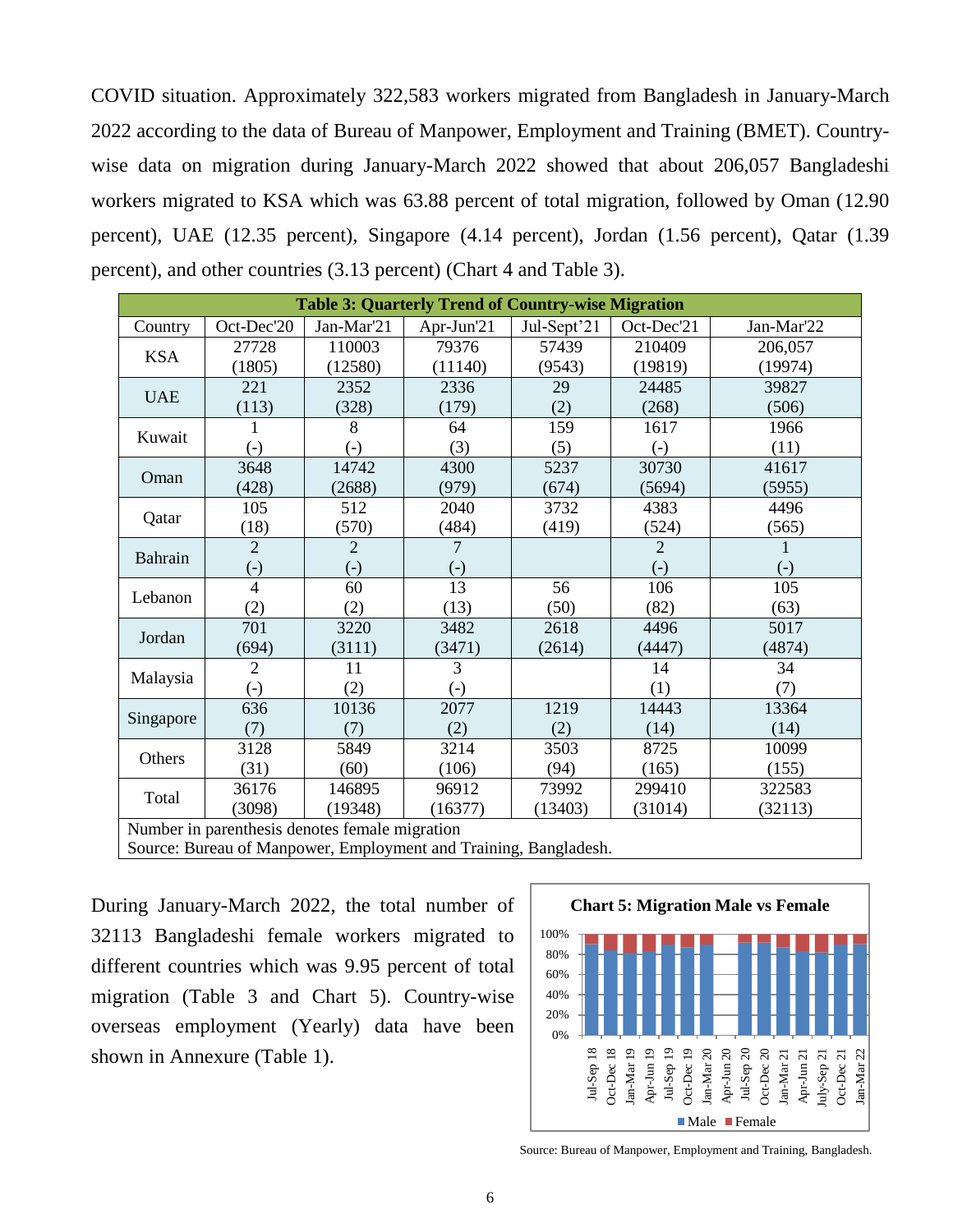COVID situation. Approximately 322,583 workers migrated from Bangladesh in January-March 2022 according to the data of Bureau of Manpower, Employment and Training (BMET). Country-wise data on migration during January-March 2022 showed that about 206,057 Bangladeshi workers migrated to KSA which was 63.88 percent of total migration, followed by Oman (12.90 percent), UAE (12.35 percent), Singapore (4.14 percent), Jordan (1.56 percent), Qatar (1.39 percent), and other countries (3.13 percent) (Chart 4 and Table 3).

**Table 3: Quarterly Trend of Country-wise Migration**

| Country | Oct-Dec'20 | Jan-Mar'21 | Apr-Jun'21 | Jul-Sept'21 | Oct-Dec'21 | Jan-Mar'22 |
|---|---|---|---|---|---|---|
| KSA | 27728 (1805) | 110003 (12580) | 79376 (11140) | 57439 (9543) | 210409 (19819) | 206,057 (19974) |
| UAE | 221 (113) | 2352 (328) | 2336 (179) | 29 (2) | 24485 (268) | 39827 (506) |
| Kuwait | 1 (-) | 8 (-) | 64 (3) | 159 (5) | 1617 (-) | 1966 (11) |
| Oman | 3648 (428) | 14742 (2688) | 4300 (979) | 5237 (674) | 30730 (5694) | 41617 (5955) |
| Qatar | 105 (18) | 512 (570) | 2040 (484) | 3732 (419) | 4383 (524) | 4496 (565) |
| Bahrain | 2 (-) | 2 (-) | 7 (-) | | 2 (-) | 1 (-) |
| Lebanon | 4 (2) | 60 (2) | 13 (13) | 56 (50) | 106 (82) | 105 (63) |
| Jordan | 701 (694) | 3220 (3111) | 3482 (3471) | 2618 (2614) | 4496 (4447) | 5017 (4874) |
| Malaysia | 2 (-) | 11 (2) | 3 (-) | | 14 (1) | 34 (7) |
| Singapore | 636 (7) | 10136 (7) | 2077 (2) | 1219 (2) | 14443 (14) | 13364 (14) |
| Others | 3128 (31) | 5849 (60) | 3214 (106) | 3503 (94) | 8725 (165) | 10099 (155) |
| Total | 36176 (3098) | 146895 (19348) | 96912 (16377) | 73992 (13403) | 299410 (31014) | 322583 (32113) |

Number in parenthesis denotes female migration
Source: Bureau of Manpower, Employment and Training, Bangladesh.

During January-March 2022, the total number of 32113 Bangladeshi female workers migrated to different countries which was 9.95 percent of total migration (Table 3 and Chart 5). Country-wise overseas employment (Yearly) data have been shown in Annexure (Table 1).

**Chart 5: Migration Male vs Female**

Source: Bureau of Manpower, Employment and Training, Bangladesh.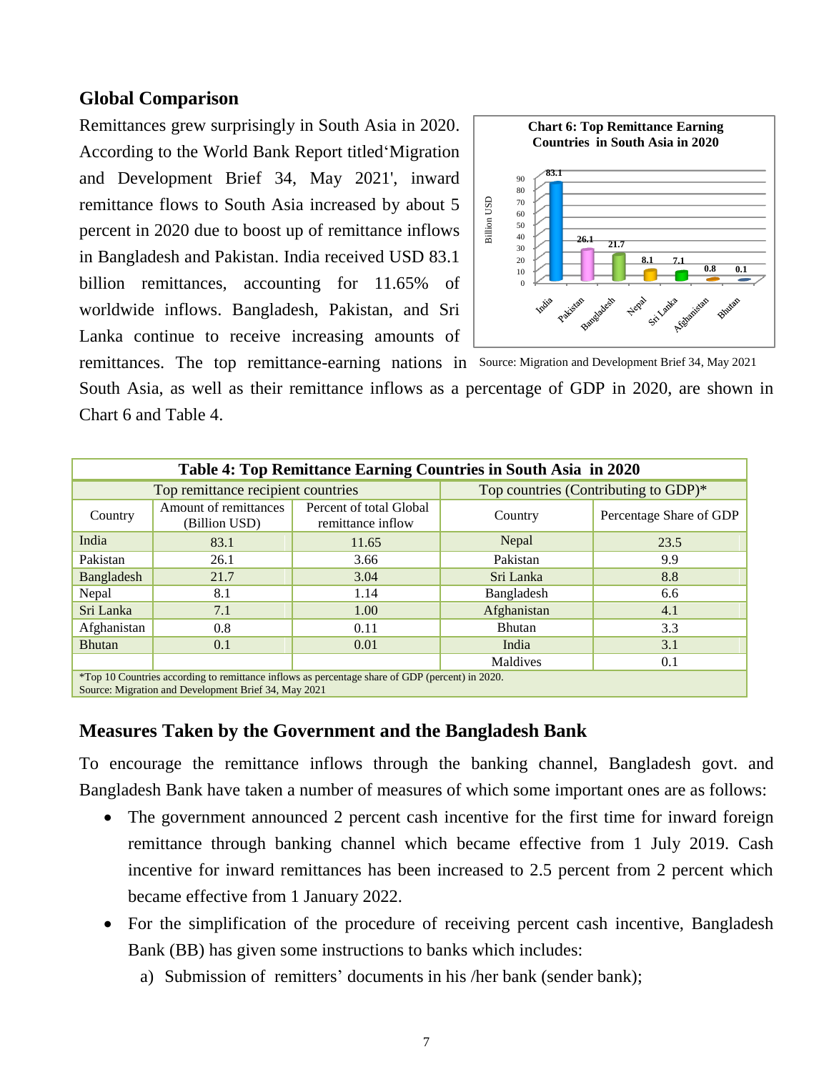## Global Comparison

Remittances grew surprisingly in South Asia in 2020. According to the World Bank Report titled'Migration and Development Brief 34, May 2021', inward remittance flows to South Asia increased by about 5 percent in 2020 due to boost up of remittance inflows in Bangladesh and Pakistan. India received USD 83.1 billion remittances, accounting for 11.65% of worldwide inflows. Bangladesh, Pakistan, and Sri Lanka continue to receive increasing amounts of remittances. The top remittance-earning nations in South Asia, as well as their remittance inflows as a percentage of GDP in 2020, are shown in Chart 6 and Table 4.

**Chart 6: Top Remittance Earning Countries in South Asia in 2020**

| Country | Billion USD |
|---|---|
| India | 83.1 |
| Pakistan | 26.1 |
| Bangladesh | 21.7 |
| Nepal | 8.1 |
| Sri Lanka | 7.1 |
| Afghanistan | 0.8 |
| Bhutan | 0.1 |

Source: Migration and Development Brief 34, May 2021

| Table 4: Top Remittance Earning Countries in South Asia in 2020 | | | | |
|---|---|---|---|---|
| Top remittance recipient countries | | | Top countries (Contributing to GDP)* | |
| Country | Amount of remittances (Billion USD) | Percent of total Global remittance inflow | Country | Percentage Share of GDP |
| India | 83.1 | 11.65 | Nepal | 23.5 |
| Pakistan | 26.1 | 3.66 | Pakistan | 9.9 |
| Bangladesh | 21.7 | 3.04 | Sri Lanka | 8.8 |
| Nepal | 8.1 | 1.14 | Bangladesh | 6.6 |
| Sri Lanka | 7.1 | 1.00 | Afghanistan | 4.1 |
| Afghanistan | 0.8 | 0.11 | Bhutan | 3.3 |
| Bhutan | 0.1 | 0.01 | India | 3.1 |
| | | | Maldives | 0.1 |

*Top 10 Countries according to remittance inflows as percentage share of GDP (percent) in 2020.
Source: Migration and Development Brief 34, May 2021

## Measures Taken by the Government and the Bangladesh Bank

To encourage the remittance inflows through the banking channel, Bangladesh govt. and Bangladesh Bank have taken a number of measures of which some important ones are as follows:

- The government announced 2 percent cash incentive for the first time for inward foreign remittance through banking channel which became effective from 1 July 2019. Cash incentive for inward remittances has been increased to 2.5 percent from 2 percent which became effective from 1 January 2022.
- For the simplification of the procedure of receiving percent cash incentive, Bangladesh Bank (BB) has given some instructions to banks which includes:
  a) Submission of remitters' documents in his /her bank (sender bank);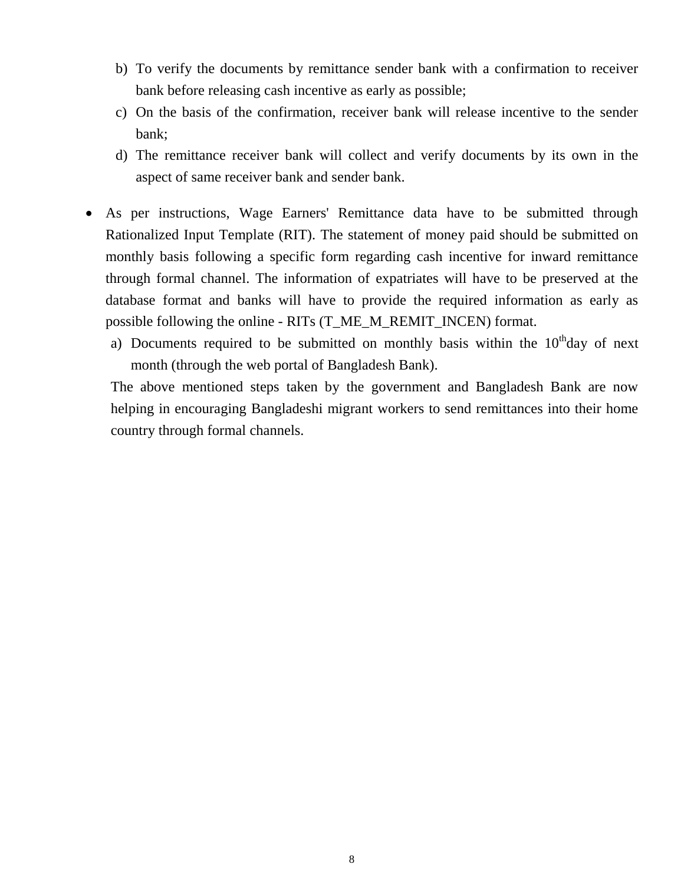b) To verify the documents by remittance sender bank with a confirmation to receiver bank before releasing cash incentive as early as possible;
c) On the basis of the confirmation, receiver bank will release incentive to the sender bank;
d) The remittance receiver bank will collect and verify documents by its own in the aspect of same receiver bank and sender bank.

- As per instructions, Wage Earners' Remittance data have to be submitted through Rationalized Input Template (RIT). The statement of money paid should be submitted on monthly basis following a specific form regarding cash incentive for inward remittance through formal channel. The information of expatriates will have to be preserved at the database format and banks will have to provide the required information as early as possible following the online - RITs (T_ME_M_REMIT_INCEN) format.
  a) Documents required to be submitted on monthly basis within the 10th day of next month (through the web portal of Bangladesh Bank).

  The above mentioned steps taken by the government and Bangladesh Bank are now helping in encouraging Bangladeshi migrant workers to send remittances into their home country through formal channels.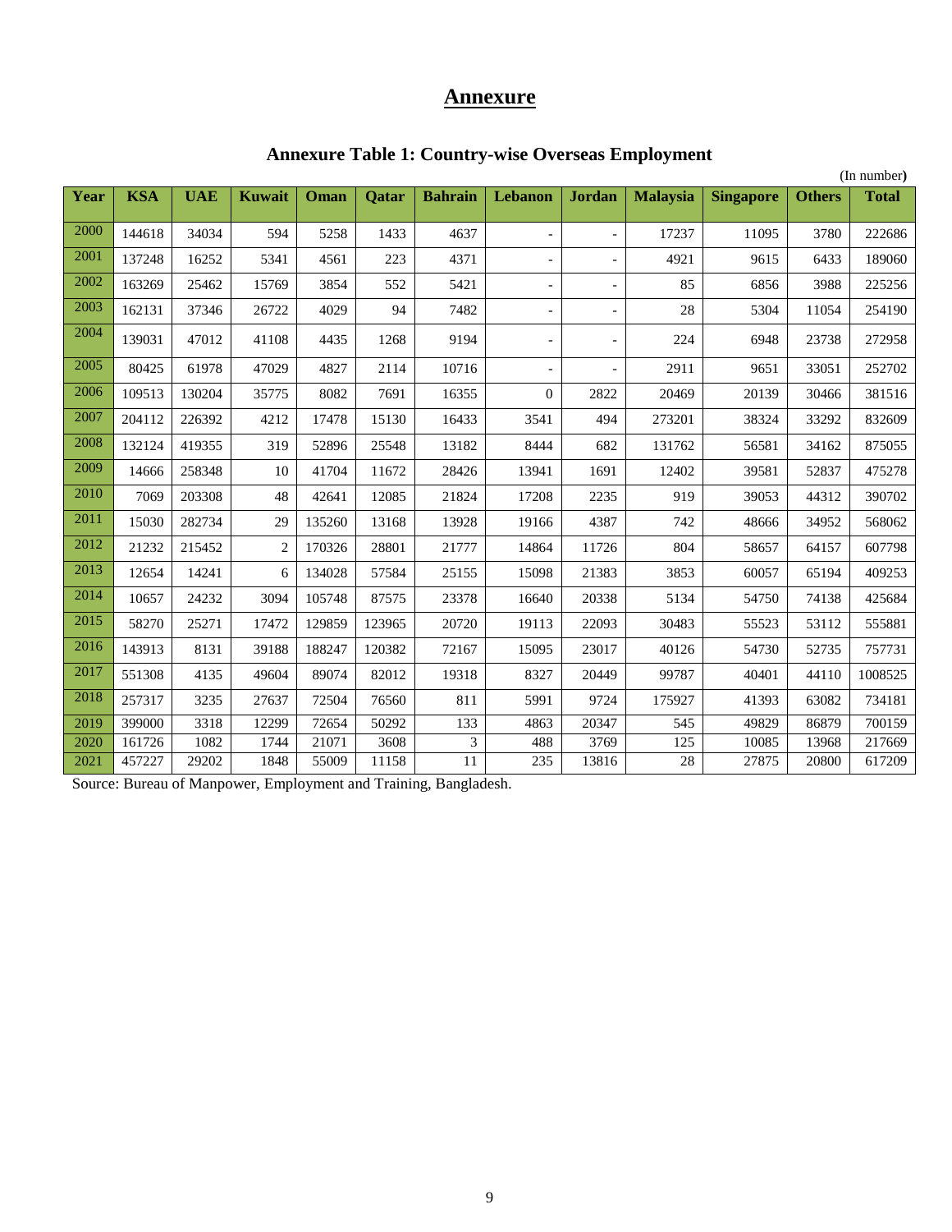# Annexure

## Annexure Table 1: Country-wise Overseas Employment

(In number)

| Year | KSA | UAE | Kuwait | Oman | Qatar | Bahrain | Lebanon | Jordan | Malaysia | Singapore | Others | Total |
|---|---|---|---|---|---|---|---|---|---|---|---|---|
| 2000 | 144618 | 34034 | 594 | 5258 | 1433 | 4637 | - | - | 17237 | 11095 | 3780 | 222686 |
| 2001 | 137248 | 16252 | 5341 | 4561 | 223 | 4371 | - | - | 4921 | 9615 | 6433 | 189060 |
| 2002 | 163269 | 25462 | 15769 | 3854 | 552 | 5421 | - | - | 85 | 6856 | 3988 | 225256 |
| 2003 | 162131 | 37346 | 26722 | 4029 | 94 | 7482 | - | - | 28 | 5304 | 11054 | 254190 |
| 2004 | 139031 | 47012 | 41108 | 4435 | 1268 | 9194 | - | - | 224 | 6948 | 23738 | 272958 |
| 2005 | 80425 | 61978 | 47029 | 4827 | 2114 | 10716 | - | - | 2911 | 9651 | 33051 | 252702 |
| 2006 | 109513 | 130204 | 35775 | 8082 | 7691 | 16355 | 0 | 2822 | 20469 | 20139 | 30466 | 381516 |
| 2007 | 204112 | 226392 | 4212 | 17478 | 15130 | 16433 | 3541 | 494 | 273201 | 38324 | 33292 | 832609 |
| 2008 | 132124 | 419355 | 319 | 52896 | 25548 | 13182 | 8444 | 682 | 131762 | 56581 | 34162 | 875055 |
| 2009 | 14666 | 258348 | 10 | 41704 | 11672 | 28426 | 13941 | 1691 | 12402 | 39581 | 52837 | 475278 |
| 2010 | 7069 | 203308 | 48 | 42641 | 12085 | 21824 | 17208 | 2235 | 919 | 39053 | 44312 | 390702 |
| 2011 | 15030 | 282734 | 29 | 135260 | 13168 | 13928 | 19166 | 4387 | 742 | 48666 | 34952 | 568062 |
| 2012 | 21232 | 215452 | 2 | 170326 | 28801 | 21777 | 14864 | 11726 | 804 | 58657 | 64157 | 607798 |
| 2013 | 12654 | 14241 | 6 | 134028 | 57584 | 25155 | 15098 | 21383 | 3853 | 60057 | 65194 | 409253 |
| 2014 | 10657 | 24232 | 3094 | 105748 | 87575 | 23378 | 16640 | 20338 | 5134 | 54750 | 74138 | 425684 |
| 2015 | 58270 | 25271 | 17472 | 129859 | 123965 | 20720 | 19113 | 22093 | 30483 | 55523 | 53112 | 555881 |
| 2016 | 143913 | 8131 | 39188 | 188247 | 120382 | 72167 | 15095 | 23017 | 40126 | 54730 | 52735 | 757731 |
| 2017 | 551308 | 4135 | 49604 | 89074 | 82012 | 19318 | 8327 | 20449 | 99787 | 40401 | 44110 | 1008525 |
| 2018 | 257317 | 3235 | 27637 | 72504 | 76560 | 811 | 5991 | 9724 | 175927 | 41393 | 63082 | 734181 |
| 2019 | 399000 | 3318 | 12299 | 72654 | 50292 | 133 | 4863 | 20347 | 545 | 49829 | 86879 | 700159 |
| 2020 | 161726 | 1082 | 1744 | 21071 | 3608 | 3 | 488 | 3769 | 125 | 10085 | 13968 | 217669 |
| 2021 | 457227 | 29202 | 1848 | 55009 | 11158 | 11 | 235 | 13816 | 28 | 27875 | 20800 | 617209 |

Source: Bureau of Manpower, Employment and Training, Bangladesh.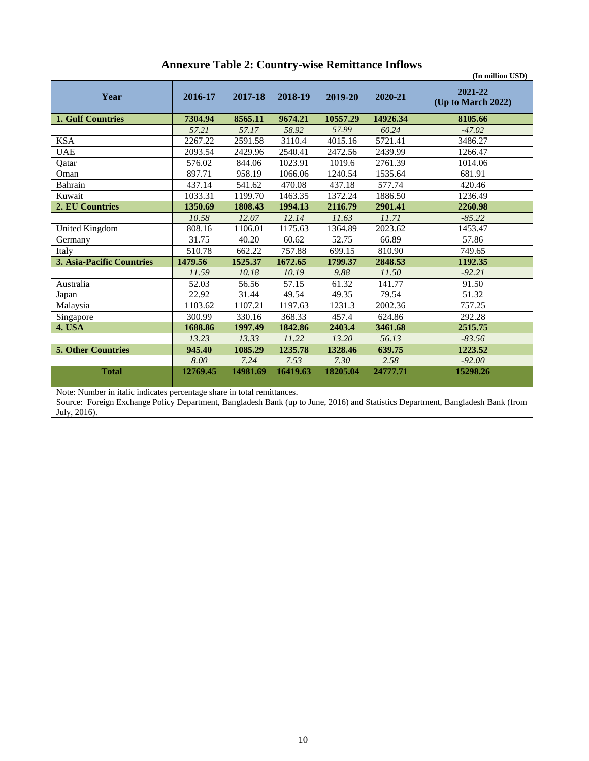# Annexure Table 2: Country-wise Remittance Inflows

(In million USD)

| Year | 2016-17 | 2017-18 | 2018-19 | 2019-20 | 2020-21 | 2021-22 (Up to March 2022) |
|---|---|---|---|---|---|---|
| **1. Gulf Countries** | **7304.94** | **8565.11** | **9674.21** | **10557.29** | **14926.34** | **8105.66** |
| | *57.21* | *57.17* | *58.92* | *57.99* | *60.24* | *-47.02* |
| KSA | 2267.22 | 2591.58 | 3110.4 | 4015.16 | 5721.41 | 3486.27 |
| UAE | 2093.54 | 2429.96 | 2540.41 | 2472.56 | 2439.99 | 1266.47 |
| Qatar | 576.02 | 844.06 | 1023.91 | 1019.6 | 2761.39 | 1014.06 |
| Oman | 897.71 | 958.19 | 1066.06 | 1240.54 | 1535.64 | 681.91 |
| Bahrain | 437.14 | 541.62 | 470.08 | 437.18 | 577.74 | 420.46 |
| Kuwait | 1033.31 | 1199.70 | 1463.35 | 1372.24 | 1886.50 | 1236.49 |
| **2. EU Countries** | **1350.69** | **1808.43** | **1994.13** | **2116.79** | **2901.41** | **2260.98** |
| | *10.58* | *12.07* | *12.14* | *11.63* | *11.71* | *-85.22* |
| United Kingdom | 808.16 | 1106.01 | 1175.63 | 1364.89 | 2023.62 | 1453.47 |
| Germany | 31.75 | 40.20 | 60.62 | 52.75 | 66.89 | 57.86 |
| Italy | 510.78 | 662.22 | 757.88 | 699.15 | 810.90 | 749.65 |
| **3. Asia-Pacific Countries** | **1479.56** | **1525.37** | **1672.65** | **1799.37** | **2848.53** | **1192.35** |
| | *11.59* | *10.18* | *10.19* | *9.88* | *11.50* | *-92.21* |
| Australia | 52.03 | 56.56 | 57.15 | 61.32 | 141.77 | 91.50 |
| Japan | 22.92 | 31.44 | 49.54 | 49.35 | 79.54 | 51.32 |
| Malaysia | 1103.62 | 1107.21 | 1197.63 | 1231.3 | 2002.36 | 757.25 |
| Singapore | 300.99 | 330.16 | 368.33 | 457.4 | 624.86 | 292.28 |
| **4. USA** | **1688.86** | **1997.49** | **1842.86** | **2403.4** | **3461.68** | **2515.75** |
| | *13.23* | *13.33* | *11.22* | *13.20* | *56.13* | *-83.56* |
| **5. Other Countries** | **945.40** | **1085.29** | **1235.78** | **1328.46** | **639.75** | **1223.52** |
| | *8.00* | *7.24* | *7.53* | *7.30* | *2.58* | *-92.00* |
| **Total** | **12769.45** | **14981.69** | **16419.63** | **18205.04** | **24777.71** | **15298.26** |

Note: Number in italic indicates percentage share in total remittances.

Source: Foreign Exchange Policy Department, Bangladesh Bank (up to June, 2016) and Statistics Department, Bangladesh Bank (from July, 2016).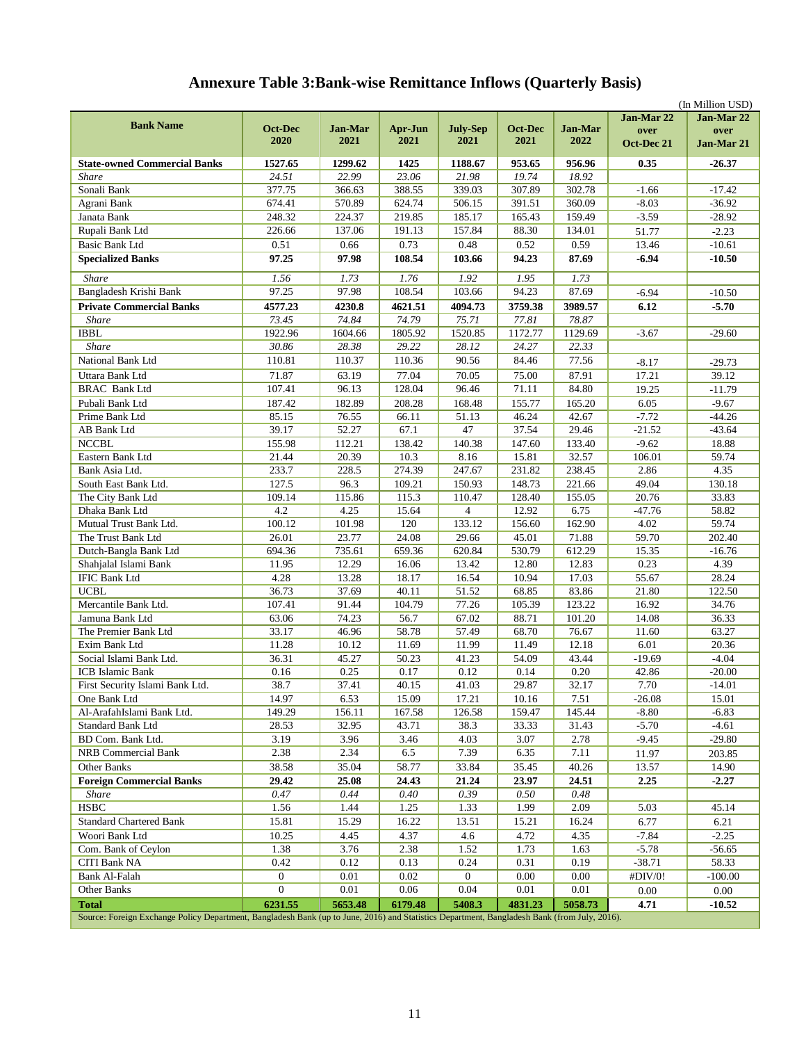# Annexure Table 3:Bank-wise Remittance Inflows (Quarterly Basis)

(In Million USD)

| Bank Name | Oct-Dec 2020 | Jan-Mar 2021 | Apr-Jun 2021 | July-Sep 2021 | Oct-Dec 2021 | Jan-Mar 2022 | Jan-Mar 22 over Oct-Dec 21 | Jan-Mar 22 over Jan-Mar 21 |
|---|---|---|---|---|---|---|---|---|
| **State-owned Commercial Banks** | **1527.65** | **1299.62** | **1425** | **1188.67** | **953.65** | **956.96** | **0.35** | **-26.37** |
| *Share* | *24.51* | *22.99* | *23.06* | *21.98* | *19.74* | *18.92* | | |
| Sonali Bank | 377.75 | 366.63 | 388.55 | 339.03 | 307.89 | 302.78 | -1.66 | -17.42 |
| Agrani Bank | 674.41 | 570.89 | 624.74 | 506.15 | 391.51 | 360.09 | -8.03 | -36.92 |
| Janata Bank | 248.32 | 224.37 | 219.85 | 185.17 | 165.43 | 159.49 | -3.59 | -28.92 |
| Rupali Bank Ltd | 226.66 | 137.06 | 191.13 | 157.84 | 88.30 | 134.01 | 51.77 | -2.23 |
| Basic Bank Ltd | 0.51 | 0.66 | 0.73 | 0.48 | 0.52 | 0.59 | 13.46 | -10.61 |
| **Specialized Banks** | **97.25** | **97.98** | **108.54** | **103.66** | **94.23** | **87.69** | **-6.94** | **-10.50** |
| *Share* | *1.56* | *1.73* | *1.76* | *1.92* | *1.95* | *1.73* | | |
| Bangladesh Krishi Bank | 97.25 | 97.98 | 108.54 | 103.66 | 94.23 | 87.69 | -6.94 | -10.50 |
| **Private Commercial Banks** | **4577.23** | **4230.8** | **4621.51** | **4094.73** | **3759.38** | **3989.57** | **6.12** | **-5.70** |
| *Share* | *73.45* | *74.84* | *74.79* | *75.71* | *77.81* | *78.87* | | |
| IBBL | 1922.96 | 1604.66 | 1805.92 | 1520.85 | 1172.77 | 1129.69 | -3.67 | -29.60 |
| *Share* | *30.86* | *28.38* | *29.22* | *28.12* | *24.27* | *22.33* | | |
| National Bank Ltd | 110.81 | 110.37 | 110.36 | 90.56 | 84.46 | 77.56 | -8.17 | -29.73 |
| Uttara Bank Ltd | 71.87 | 63.19 | 77.04 | 70.05 | 75.00 | 87.91 | 17.21 | 39.12 |
| BRAC Bank Ltd | 107.41 | 96.13 | 128.04 | 96.46 | 71.11 | 84.80 | 19.25 | -11.79 |
| Pubali Bank Ltd | 187.42 | 182.89 | 208.28 | 168.48 | 155.77 | 165.20 | 6.05 | -9.67 |
| Prime Bank Ltd | 85.15 | 76.55 | 66.11 | 51.13 | 46.24 | 42.67 | -7.72 | -44.26 |
| AB Bank Ltd | 39.17 | 52.27 | 67.1 | 47 | 37.54 | 29.46 | -21.52 | -43.64 |
| NCCBL | 155.98 | 112.21 | 138.42 | 140.38 | 147.60 | 133.40 | -9.62 | 18.88 |
| Eastern Bank Ltd | 21.44 | 20.39 | 10.3 | 8.16 | 15.81 | 32.57 | 106.01 | 59.74 |
| Bank Asia Ltd. | 233.7 | 228.5 | 274.39 | 247.67 | 231.82 | 238.45 | 2.86 | 4.35 |
| South East Bank Ltd. | 127.5 | 96.3 | 109.21 | 150.93 | 148.73 | 221.66 | 49.04 | 130.18 |
| The City Bank Ltd | 109.14 | 115.86 | 115.3 | 110.47 | 128.40 | 155.05 | 20.76 | 33.83 |
| Dhaka Bank Ltd | 4.2 | 4.25 | 15.64 | 4 | 12.92 | 6.75 | -47.76 | 58.82 |
| Mutual Trust Bank Ltd. | 100.12 | 101.98 | 120 | 133.12 | 156.60 | 162.90 | 4.02 | 59.74 |
| The Trust Bank Ltd | 26.01 | 23.77 | 24.08 | 29.66 | 45.01 | 71.88 | 59.70 | 202.40 |
| Dutch-Bangla Bank Ltd | 694.36 | 735.61 | 659.36 | 620.84 | 530.79 | 612.29 | 15.35 | -16.76 |
| Shahjalal Islami Bank | 11.95 | 12.29 | 16.06 | 13.42 | 12.80 | 12.83 | 0.23 | 4.39 |
| IFIC Bank Ltd | 4.28 | 13.28 | 18.17 | 16.54 | 10.94 | 17.03 | 55.67 | 28.24 |
| UCBL | 36.73 | 37.69 | 40.11 | 51.52 | 68.85 | 83.86 | 21.80 | 122.50 |
| Mercantile Bank Ltd. | 107.41 | 91.44 | 104.79 | 77.26 | 105.39 | 123.22 | 16.92 | 34.76 |
| Jamuna Bank Ltd | 63.06 | 74.23 | 56.7 | 67.02 | 88.71 | 101.20 | 14.08 | 36.33 |
| The Premier Bank Ltd | 33.17 | 46.96 | 58.78 | 57.49 | 68.70 | 76.67 | 11.60 | 63.27 |
| Exim Bank Ltd | 11.28 | 10.12 | 11.69 | 11.99 | 11.49 | 12.18 | 6.01 | 20.36 |
| Social Islami Bank Ltd. | 36.31 | 45.27 | 50.23 | 41.23 | 54.09 | 43.44 | -19.69 | -4.04 |
| ICB Islamic Bank | 0.16 | 0.25 | 0.17 | 0.12 | 0.14 | 0.20 | 42.86 | -20.00 |
| First Security Islami Bank Ltd. | 38.7 | 37.41 | 40.15 | 41.03 | 29.87 | 32.17 | 7.70 | -14.01 |
| One Bank Ltd | 14.97 | 6.53 | 15.09 | 17.21 | 10.16 | 7.51 | -26.08 | 15.01 |
| Al-ArafahIslami Bank Ltd. | 149.29 | 156.11 | 167.58 | 126.58 | 159.47 | 145.44 | -8.80 | -6.83 |
| Standard Bank Ltd | 28.53 | 32.95 | 43.71 | 38.3 | 33.33 | 31.43 | -5.70 | -4.61 |
| BD Com. Bank Ltd. | 3.19 | 3.96 | 3.46 | 4.03 | 3.07 | 2.78 | -9.45 | -29.80 |
| NRB Commercial Bank | 2.38 | 2.34 | 6.5 | 7.39 | 6.35 | 7.11 | 11.97 | 203.85 |
| Other Banks | 38.58 | 35.04 | 58.77 | 33.84 | 35.45 | 40.26 | 13.57 | 14.90 |
| **Foreign Commercial Banks** | **29.42** | **25.08** | **24.43** | **21.24** | **23.97** | **24.51** | **2.25** | **-2.27** |
| *Share* | *0.47* | *0.44* | *0.40* | *0.39* | *0.50* | *0.48* | | |
| HSBC | 1.56 | 1.44 | 1.25 | 1.33 | 1.99 | 2.09 | 5.03 | 45.14 |
| Standard Chartered Bank | 15.81 | 15.29 | 16.22 | 13.51 | 15.21 | 16.24 | 6.77 | 6.21 |
| Woori Bank Ltd | 10.25 | 4.45 | 4.37 | 4.6 | 4.72 | 4.35 | -7.84 | -2.25 |
| Com. Bank of Ceylon | 1.38 | 3.76 | 2.38 | 1.52 | 1.73 | 1.63 | -5.78 | -56.65 |
| CITI Bank NA | 0.42 | 0.12 | 0.13 | 0.24 | 0.31 | 0.19 | -38.71 | 58.33 |
| Bank Al-Falah | 0 | 0.01 | 0.02 | 0 | 0.00 | 0.00 | #DIV/0! | -100.00 |
| Other Banks | 0 | 0.01 | 0.06 | 0.04 | 0.01 | 0.01 | 0.00 | 0.00 |
| **Total** | **6231.55** | **5653.48** | **6179.48** | **5408.3** | **4831.23** | **5058.73** | **4.71** | **-10.52** |

Source: Foreign Exchange Policy Department, Bangladesh Bank (up to June, 2016) and Statistics Department, Bangladesh Bank (from July, 2016).